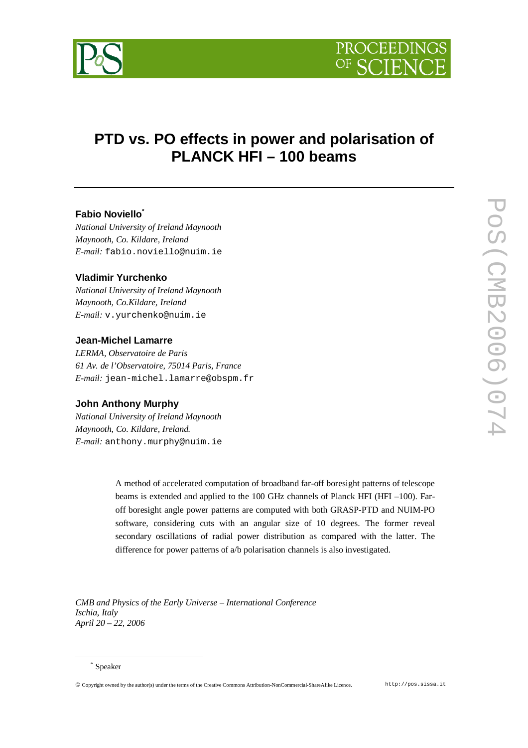# PTD vs. PO effects in power and polarisation of PLANCK HFI – 100 beams

**Fabio Noviello[*]**

*National University of Ireland Maynooth*
*Maynooth, Co. Kildare, Ireland*
*E-mail:* fabio.noviello@nuim.ie

**Vladimir Yurchenko**

*National University of Ireland Maynooth*
*Maynooth, Co.Kildare, Ireland*
*E-mail:* v.yurchenko@nuim.ie

**Jean-Michel Lamarre**

*LERMA, Observatoire de Paris*
*61 Av. de l'Observatoire, 75014 Paris, France*
*E-mail:* jean-michel.lamarre@obspm.fr

**John Anthony Murphy**

*National University of Ireland Maynooth*
*Maynooth, Co. Kildare, Ireland.*
*E-mail:* anthony.murphy@nuim.ie

A method of accelerated computation of broadband far-off boresight patterns of telescope beams is extended and applied to the 100 GHz channels of Planck HFI (HFI –100). Far-off boresight angle power patterns are computed with both GRASP-PTD and NUIM-PO software, considering cuts with an angular size of 10 degrees. The former reveal secondary oscillations of radial power distribution as compared with the latter. The difference for power patterns of a/b polarisation channels is also investigated.

*CMB and Physics of the Early Universe – International Conference*
*Ischia, Italy*
*April 20 – 22, 2006*

[*] Speaker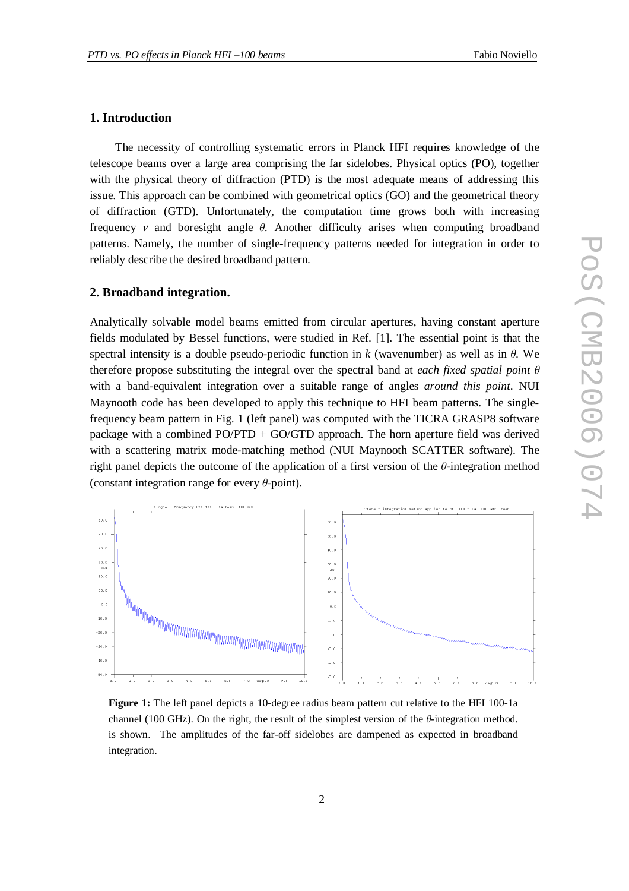## 1. Introduction

The necessity of controlling systematic errors in Planck HFI requires knowledge of the telescope beams over a large area comprising the far sidelobes. Physical optics (PO), together with the physical theory of diffraction (PTD) is the most adequate means of addressing this issue. This approach can be combined with geometrical optics (GO) and the geometrical theory of diffraction (GTD). Unfortunately, the computation time grows both with increasing frequency $\nu$ and boresight angle $\theta$. Another difficulty arises when computing broadband patterns. Namely, the number of single-frequency patterns needed for integration in order to reliably describe the desired broadband pattern.

## 2. Broadband integration.

Analytically solvable model beams emitted from circular apertures, having constant aperture fields modulated by Bessel functions, were studied in Ref. [1]. The essential point is that the spectral intensity is a double pseudo-periodic function in $k$ (wavenumber) as well as in $\theta$. We therefore propose substituting the integral over the spectral band at *each fixed spatial point* $\theta$ with a band-equivalent integration over a suitable range of angles *around this point*. NUI Maynooth code has been developed to apply this technique to HFI beam patterns. The single-frequency beam pattern in Fig. 1 (left panel) was computed with the TICRA GRASP8 software package with a combined PO/PTD + GO/GTD approach. The horn aperture field was derived with a scattering matrix mode-matching method (NUI Maynooth SCATTER software). The right panel depicts the outcome of the application of a first version of the $\theta$-integration method (constant integration range for every $\theta$-point).

**Figure 1:** The left panel depicts a 10-degree radius beam pattern cut relative to the HFI 100-1a channel (100 GHz). On the right, the result of the simplest version of the $\theta$-integration method. is shown. The amplitudes of the far-off sidelobes are dampened as expected in broadband integration.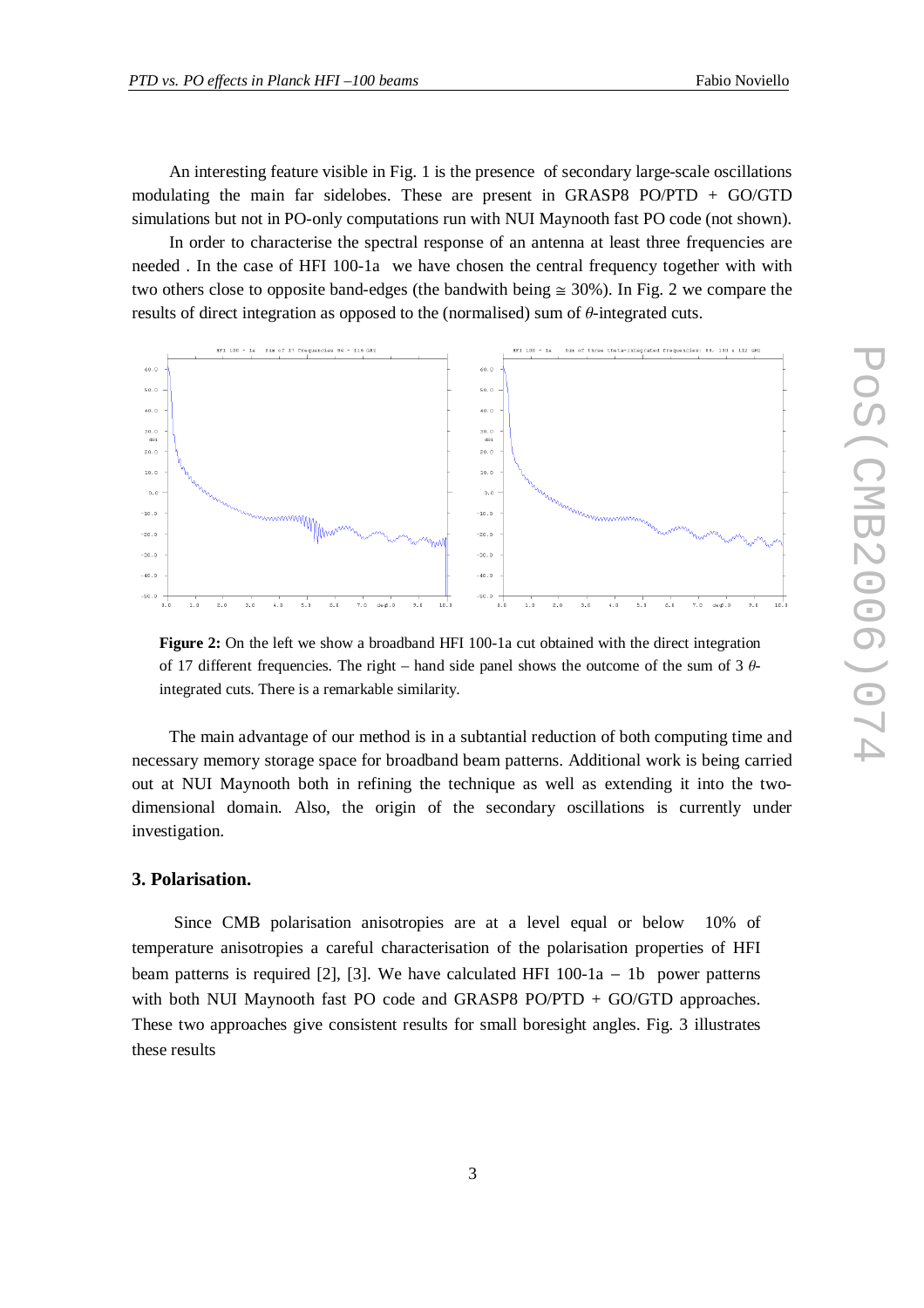An interesting feature visible in Fig. 1 is the presence of secondary large-scale oscillations modulating the main far sidelobes. These are present in GRASP8 PO/PTD + GO/GTD simulations but not in PO-only computations run with NUI Maynooth fast PO code (not shown).

In order to characterise the spectral response of an antenna at least three frequencies are needed . In the case of HFI 100-1a we have chosen the central frequency together with with two others close to opposite band-edges (the bandwith being ≅ 30%). In Fig. 2 we compare the results of direct integration as opposed to the (normalised) sum of $\theta$-integrated cuts.

**Figure 2:** On the left we show a broadband HFI 100-1a cut obtained with the direct integration of 17 different frequencies. The right – hand side panel shows the outcome of the sum of 3 $\theta$-integrated cuts. There is a remarkable similarity.

The main advantage of our method is in a subtantial reduction of both computing time and necessary memory storage space for broadband beam patterns. Additional work is being carried out at NUI Maynooth both in refining the technique as well as extending it into the two-dimensional domain. Also, the origin of the secondary oscillations is currently under investigation.

### 3. Polarisation.

Since CMB polarisation anisotropies are at a level equal or below 10% of temperature anisotropies a careful characterisation of the polarisation properties of HFI beam patterns is required [2], [3]. We have calculated HFI 100-1a – 1b power patterns with both NUI Maynooth fast PO code and GRASP8 PO/PTD + GO/GTD approaches. These two approaches give consistent results for small boresight angles. Fig. 3 illustrates these results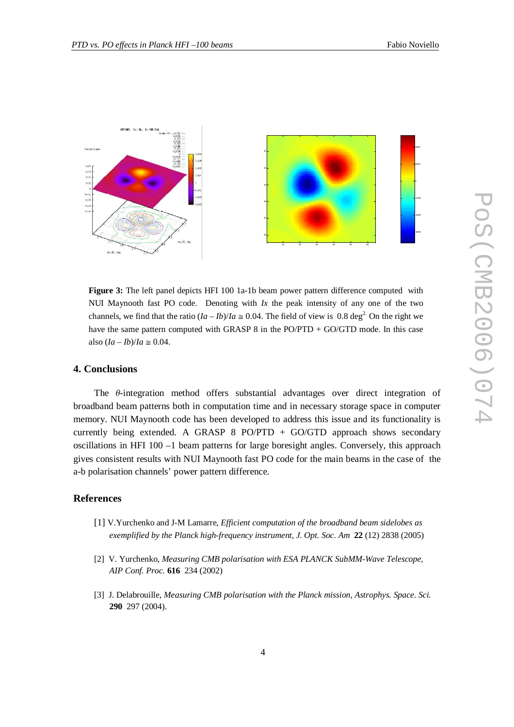**Figure 3:** The left panel depicts HFI 100 1a-1b beam power pattern difference computed with NUI Maynooth fast PO code. Denoting with $Ix$ the peak intensity of any one of the two channels, we find that the ratio $(Ia - Ib)/Ia \cong 0.04$. The field of view is 0.8 deg$^2$. On the right we have the same pattern computed with GRASP 8 in the PO/PTD + GO/GTD mode. In this case also $(Ia - Ib)/Ia \cong 0.04$.

## 4. Conclusions

The $\theta$-integration method offers substantial advantages over direct integration of broadband beam patterns both in computation time and in necessary storage space in computer memory. NUI Maynooth code has been developed to address this issue and its functionality is currently being extended. A GRASP 8 PO/PTD + GO/GTD approach shows secondary oscillations in HFI 100 –1 beam patterns for large boresight angles. Conversely, this approach gives consistent results with NUI Maynooth fast PO code for the main beams in the case of the a-b polarisation channels' power pattern difference.

## References

[1] V.Yurchenko and J-M Lamarre, *Efficient computation of the broadband beam sidelobes as exemplified by the Planck high-frequency instrument*, *J. Opt. Soc. Am* **22** (12) 2838 (2005)

[2] V. Yurchenko, *Measuring CMB polarisation with ESA PLANCK SubMM-Wave Telescope*, *AIP Conf. Proc.* **616** 234 (2002)

[3] J. Delabrouille, *Measuring CMB polarisation with the Planck mission*, *Astrophys. Space. Sci.* **290** 297 (2004).